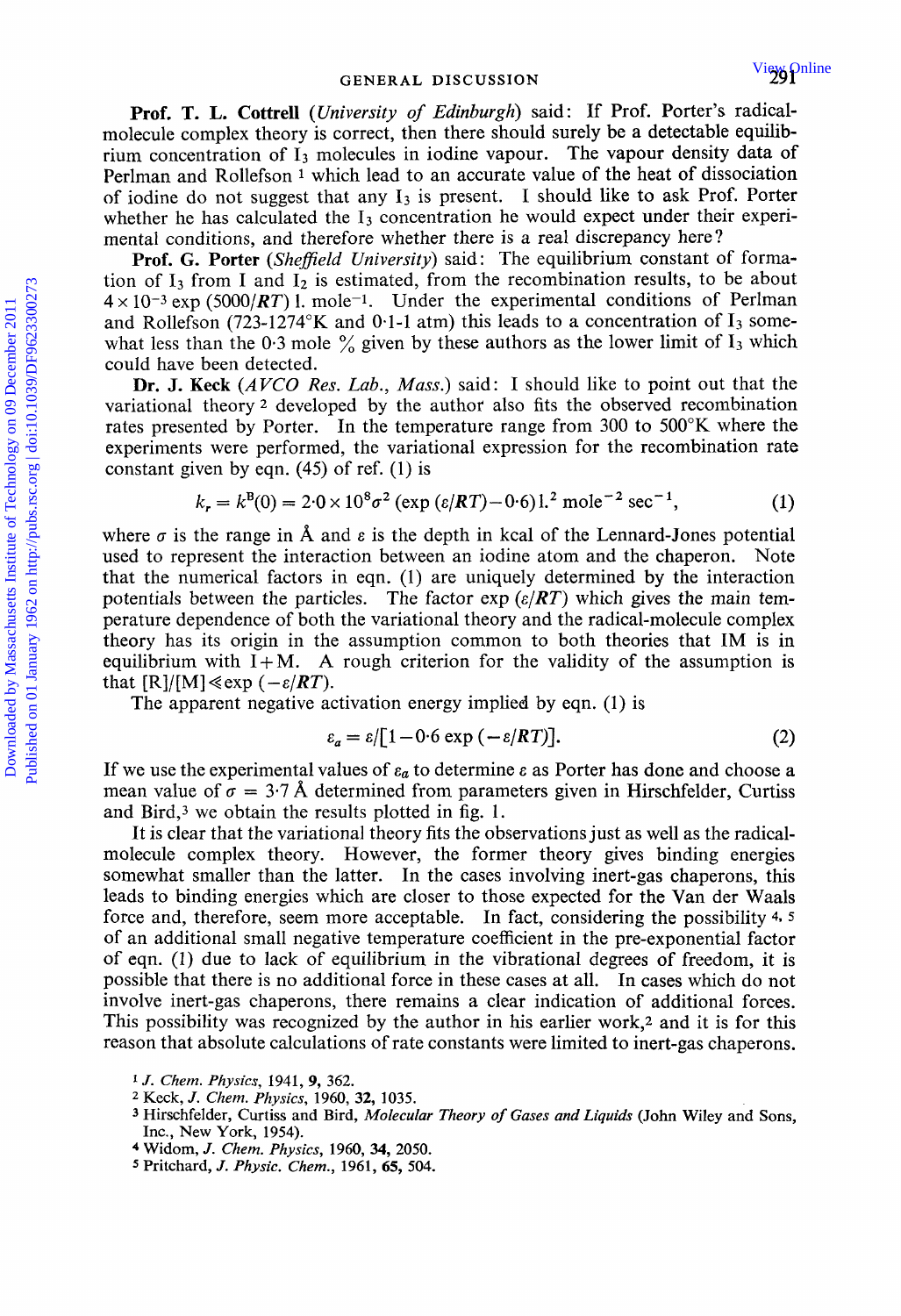**Prof. T. L. Cottrell** (*University of Edinburgh*) said: If Prof. Porter's radical-molecule complex theory is correct, then there should surely be a detectable equilibrium concentration of $I_3$ molecules in iodine vapour. The vapour density data of Perlman and Rollefson[1] which lead to an accurate value of the heat of dissociation of iodine do not suggest that any $I_3$ is present. I should like to ask Prof. Porter whether he has calculated the $I_3$ concentration he would expect under their experimental conditions, and therefore whether there is a real discrepancy here?

**Prof. G. Porter** (*Sheffield University*) said: The equilibrium constant of formation of $I_3$ from I and $I_2$ is estimated, from the recombination results, to be about $4 \times 10^{-3} \exp(5000/RT)$ l. mole$^{-1}$. Under the experimental conditions of Perlman and Rollefson (723-1274°K and 0·1-1 atm) this leads to a concentration of $I_3$ somewhat less than the 0·3 mole % given by these authors as the lower limit of $I_3$ which could have been detected.

**Dr. J. Keck** (*AVCO Res. Lab., Mass.*) said: I should like to point out that the variational theory[2] developed by the author also fits the observed recombination rates presented by Porter. In the temperature range from 300 to 500°K where the experiments were performed, the variational expression for the recombination rate constant given by eqn. (45) of ref. (1) is

$$k_r = k^B(0) = 2{\cdot}0 \times 10^8 \sigma^2 (\exp(\varepsilon/RT) - 0{\cdot}6) \text{ l.}^2 \text{ mole}^{-2} \text{ sec}^{-1}, \tag{1}$$

where $\sigma$ is the range in Å and $\varepsilon$ is the depth in kcal of the Lennard-Jones potential used to represent the interaction between an iodine atom and the chaperon. Note that the numerical factors in eqn. (1) are uniquely determined by the interaction potentials between the particles. The factor $\exp(\varepsilon/RT)$ which gives the main temperature dependence of both the variational theory and the radical-molecule complex theory has its origin in the assumption common to both theories that IM is in equilibrium with I+M. A rough criterion for the validity of the assumption is that $[R]/[M] \ll \exp(-\varepsilon/RT)$.

The apparent negative activation energy implied by eqn. (1) is

$$\varepsilon_a = \varepsilon/[1 - 0{\cdot}6 \exp(-\varepsilon/RT)]. \tag{2}$$

If we use the experimental values of $\varepsilon_a$ to determine $\varepsilon$ as Porter has done and choose a mean value of $\sigma$ = 3·7 Å determined from parameters given in Hirschfelder, Curtiss and Bird,[3] we obtain the results plotted in fig. 1.

It is clear that the variational theory fits the observations just as well as the radical-molecule complex theory. However, the former theory gives binding energies somewhat smaller than the latter. In the cases involving inert-gas chaperons, this leads to binding energies which are closer to those expected for the Van der Waals force and, therefore, seem more acceptable. In fact, considering the possibility[4, 5] of an additional small negative temperature coefficient in the pre-exponential factor of eqn. (1) due to lack of equilibrium in the vibrational degrees of freedom, it is possible that there is no additional force in these cases at all. In cases which do not involve inert-gas chaperons, there remains a clear indication of additional forces. This possibility was recognized by the author in his earlier work,[2] and it is for this reason that absolute calculations of rate constants were limited to inert-gas chaperons.

[1] *J. Chem. Physics*, 1941, **9**, 362.

[2] Keck, *J. Chem. Physics*, 1960, **32**, 1035.

[3] Hirschfelder, Curtiss and Bird, *Molecular Theory of Gases and Liquids* (John Wiley and Sons, Inc., New York, 1954).

[4] Widom, *J. Chem. Physics*, 1960, **34**, 2050.

[5] Pritchard, *J. Physic. Chem.*, 1961, **65**, 504.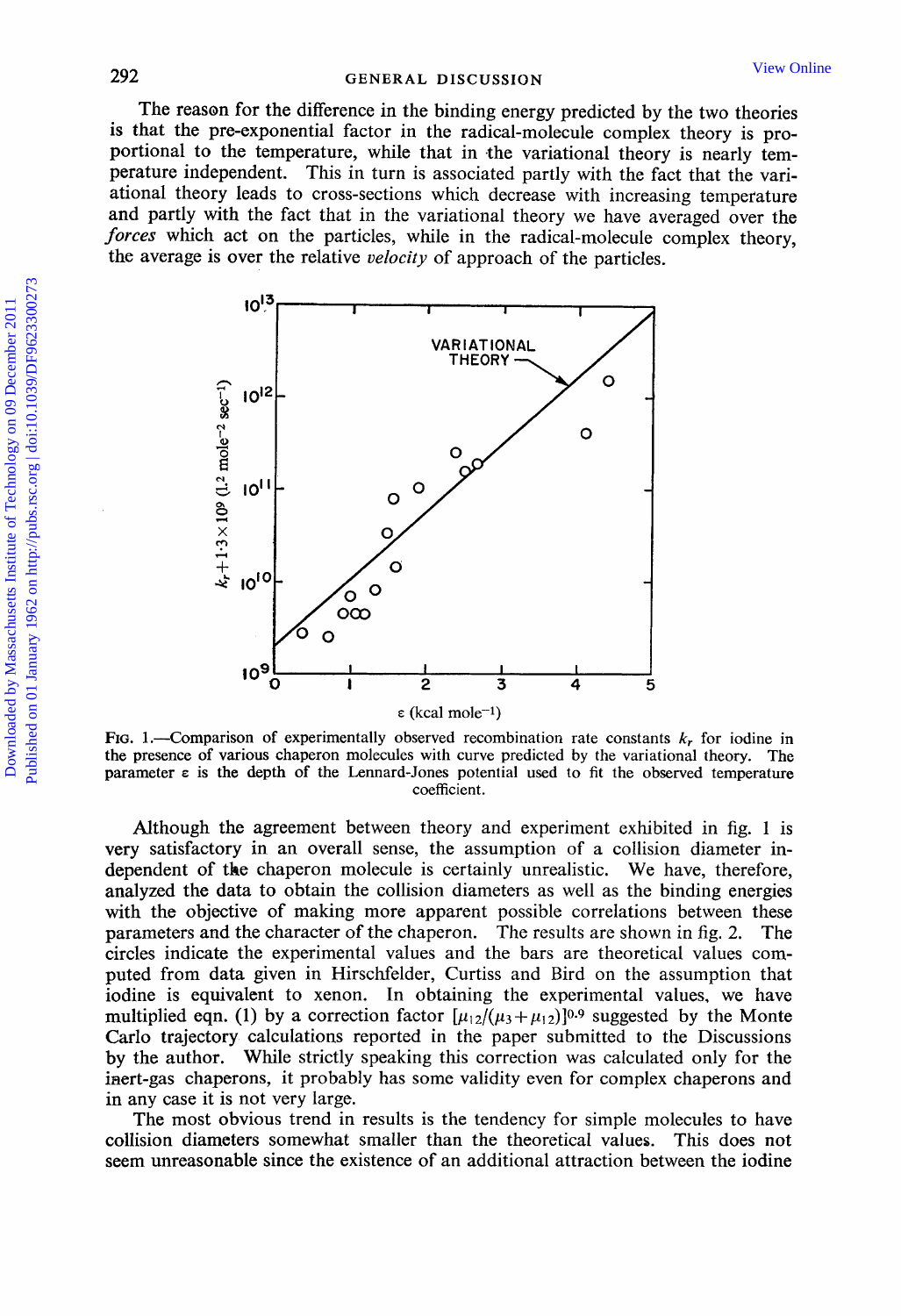The reason for the difference in the binding energy predicted by the two theories is that the pre-exponential factor in the radical-molecule complex theory is proportional to the temperature, while that in the variational theory is nearly temperature independent. This in turn is associated partly with the fact that the variational theory leads to cross-sections which decrease with increasing temperature and partly with the fact that in the variational theory we have averaged over the *forces* which act on the particles, while in the radical-molecule complex theory, the average is over the relative *velocity* of approach of the particles.

FIG. 1.—Comparison of experimentally observed recombination rate constants $k_r$ for iodine in the presence of various chaperon molecules with curve predicted by the variational theory. The parameter $\varepsilon$ is the depth of the Lennard-Jones potential used to fit the observed temperature coefficient.

Although the agreement between theory and experiment exhibited in fig. 1 is very satisfactory in an overall sense, the assumption of a collision diameter independent of the chaperon molecule is certainly unrealistic. We have, therefore, analyzed the data to obtain the collision diameters as well as the binding energies with the objective of making more apparent possible correlations between these parameters and the character of the chaperon. The results are shown in fig. 2. The circles indicate the experimental values and the bars are theoretical values computed from data given in Hirschfelder, Curtiss and Bird on the assumption that iodine is equivalent to xenon. In obtaining the experimental values, we have multiplied eqn. (1) by a correction factor $[\mu_{12}/(\mu_3+\mu_{12})]^{0.9}$ suggested by the Monte Carlo trajectory calculations reported in the paper submitted to the Discussions by the author. While strictly speaking this correction was calculated only for the inert-gas chaperons, it probably has some validity even for complex chaperons and in any case it is not very large.

The most obvious trend in results is the tendency for simple molecules to have collision diameters somewhat smaller than the theoretical values. This does not seem unreasonable since the existence of an additional attraction between the iodine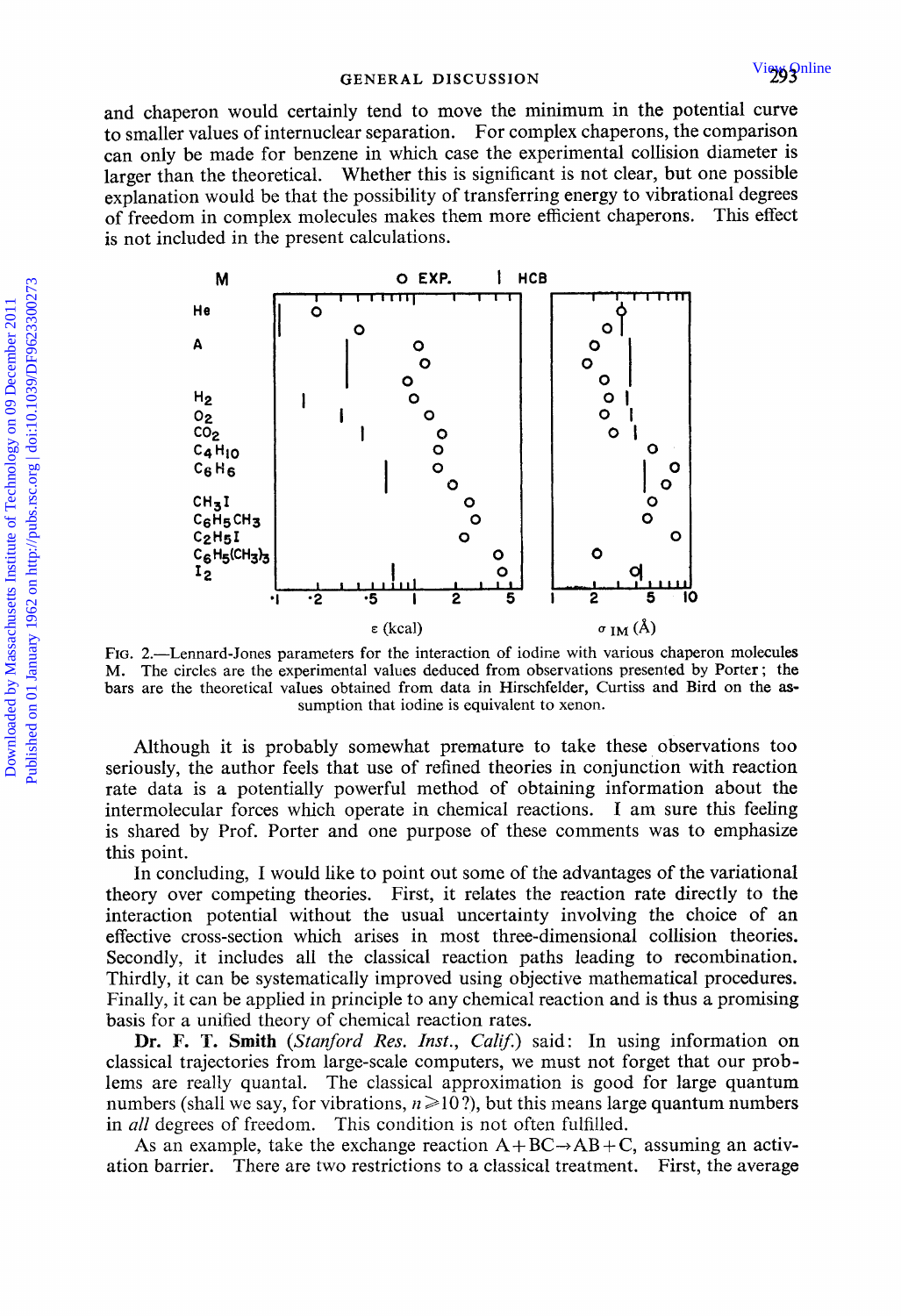and chaperon would certainly tend to move the minimum in the potential curve to smaller values of internuclear separation. For complex chaperons, the comparison can only be made for benzene in which case the experimental collision diameter is larger than the theoretical. Whether this is significant is not clear, but one possible explanation would be that the possibility of transferring energy to vibrational degrees of freedom in complex molecules makes them more efficient chaperons. This effect is not included in the present calculations.

M

O EXP. | HCB

He
A
$H_2$
$O_2$
$CO_2$
$C_4H_{10}$
$C_6H_6$
$CH_3I$
$C_6H_5CH_3$
$C_2H_5I$
$C_6H_5(CH_3)_3$
$I_2$

·1 ·2 ·5 1 2 5

1 2 5 10

ε (kcal)

$\sigma_{IM}$ (Å)

FIG. 2.—Lennard-Jones parameters for the interaction of iodine with various chaperon molecules M. The circles are the experimental values deduced from observations presented by Porter; the bars are the theoretical values obtained from data in Hirschfelder, Curtiss and Bird on the assumption that iodine is equivalent to xenon.

Although it is probably somewhat premature to take these observations too seriously, the author feels that use of refined theories in conjunction with reaction rate data is a potentially powerful method of obtaining information about the intermolecular forces which operate in chemical reactions. I am sure this feeling is shared by Prof. Porter and one purpose of these comments was to emphasize this point.

In concluding, I would like to point out some of the advantages of the variational theory over competing theories. First, it relates the reaction rate directly to the interaction potential without the usual uncertainty involving the choice of an effective cross-section which arises in most three-dimensional collision theories. Secondly, it includes all the classical reaction paths leading to recombination. Thirdly, it can be systematically improved using objective mathematical procedures. Finally, it can be applied in principle to any chemical reaction and is thus a promising basis for a unified theory of chemical reaction rates.

**Dr. F. T. Smith** (*Stanford Res. Inst., Calif.*) said: In using information on classical trajectories from large-scale computers, we must not forget that our problems are really quantal. The classical approximation is good for large quantum numbers (shall we say, for vibrations, $n \geqslant 10$?), but this means large quantum numbers in *all* degrees of freedom. This condition is not often fulfilled.

As an example, take the exchange reaction $A + BC \rightarrow AB + C$, assuming an activation barrier. There are two restrictions to a classical treatment. First, the average